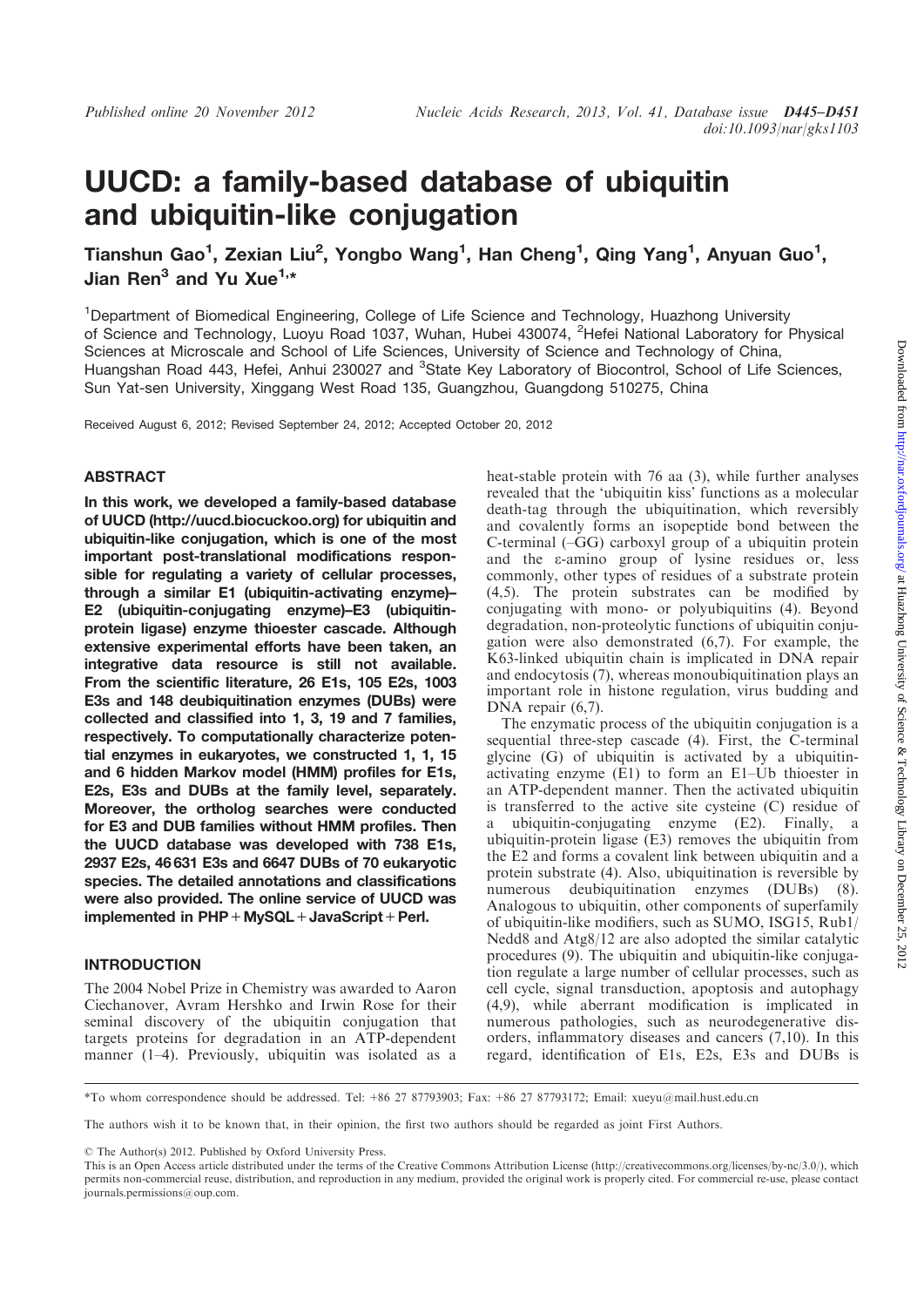# UUCD: a family-based database of ubiquitin and ubiquitin-like conjugation

Tianshun Gao[1], Zexian Liu[2], Yongbo Wang[1], Han Cheng[1], Qing Yang[1], Anyuan Guo[1], Jian Ren[3] and Yu Xue[1,*]

[1]Department of Biomedical Engineering, College of Life Science and Technology, Huazhong University of Science and Technology, Luoyu Road 1037, Wuhan, Hubei 430074, [2]Hefei National Laboratory for Physical Sciences at Microscale and School of Life Sciences, University of Science and Technology of China, Huangshan Road 443, Hefei, Anhui 230027 and [3]State Key Laboratory of Biocontrol, School of Life Sciences, Sun Yat-sen University, Xinggang West Road 135, Guangzhou, Guangdong 510275, China

Received August 6, 2012; Revised September 24, 2012; Accepted October 20, 2012

## ABSTRACT

**In this work, we developed a family-based database of UUCD (http://uucd.biocuckoo.org) for ubiquitin and ubiquitin-like conjugation, which is one of the most important post-translational modifications responsible for regulating a variety of cellular processes, through a similar E1 (ubiquitin-activating enzyme)–E2 (ubiquitin-conjugating enzyme)–E3 (ubiquitin-protein ligase) enzyme thioester cascade. Although extensive experimental efforts have been taken, an integrative data resource is still not available. From the scientific literature, 26 E1s, 105 E2s, 1003 E3s and 148 deubiquitination enzymes (DUBs) were collected and classified into 1, 3, 19 and 7 families, respectively. To computationally characterize potential enzymes in eukaryotes, we constructed 1, 1, 15 and 6 hidden Markov model (HMM) profiles for E1s, E2s, E3s and DUBs at the family level, separately. Moreover, the ortholog searches were conducted for E3 and DUB families without HMM profiles. Then the UUCD database was developed with 738 E1s, 2937 E2s, 46 631 E3s and 6647 DUBs of 70 eukaryotic species. The detailed annotations and classifications were also provided. The online service of UUCD was implemented in PHP + MySQL + JavaScript + Perl.**

## INTRODUCTION

The 2004 Nobel Prize in Chemistry was awarded to Aaron Ciechanover, Avram Hershko and Irwin Rose for their seminal discovery of the ubiquitin conjugation that targets proteins for degradation in an ATP-dependent manner (1–4). Previously, ubiquitin was isolated as a heat-stable protein with 76 aa (3), while further analyses revealed that the 'ubiquitin kiss' functions as a molecular death-tag through the ubiquitination, which reversibly and covalently forms an isopeptide bond between the C-terminal (–GG) carboxyl group of a ubiquitin protein and the ε-amino group of lysine residues or, less commonly, other types of residues of a substrate protein (4,5). The protein substrates can be modified by conjugating with mono- or polyubiquitins (4). Beyond degradation, non-proteolytic functions of ubiquitin conjugation were also demonstrated (6,7). For example, the K63-linked ubiquitin chain is implicated in DNA repair and endocytosis (7), whereas monoubiquitination plays an important role in histone regulation, virus budding and DNA repair (6,7).

The enzymatic process of the ubiquitin conjugation is a sequential three-step cascade (4). First, the C-terminal glycine (G) of ubiquitin is activated by a ubiquitin-activating enzyme (E1) to form an E1–Ub thioester in an ATP-dependent manner. Then the activated ubiquitin is transferred to the active site cysteine (C) residue of a ubiquitin-conjugating enzyme (E2). Finally, a ubiquitin-protein ligase (E3) removes the ubiquitin from the E2 and forms a covalent link between ubiquitin and a protein substrate (4). Also, ubiquitination is reversible by numerous deubiquitination enzymes (DUBs) (8). Analogous to ubiquitin, other components of superfamily of ubiquitin-like modifiers, such as SUMO, ISG15, Rub1/Nedd8 and Atg8/12 are also adopted the similar catalytic procedures (9). The ubiquitin and ubiquitin-like conjugation regulate a large number of cellular processes, such as cell cycle, signal transduction, apoptosis and autophagy (4,9), while aberrant modification is implicated in numerous pathologies, such as neurodegenerative disorders, inflammatory diseases and cancers (7,10). In this regard, identification of E1s, E2s, E3s and DUBs is

*To whom correspondence should be addressed. Tel: +86 27 87793903; Fax: +86 27 87793172; Email: xueyu@mail.hust.edu.cn

The authors wish it to be known that, in their opinion, the first two authors should be regarded as joint First Authors.

© The Author(s) 2012. Published by Oxford University Press.

This is an Open Access article distributed under the terms of the Creative Commons Attribution License (http://creativecommons.org/licenses/by-nc/3.0/), which permits non-commercial reuse, distribution, and reproduction in any medium, provided the original work is properly cited. For commercial re-use, please contact journals.permissions@oup.com.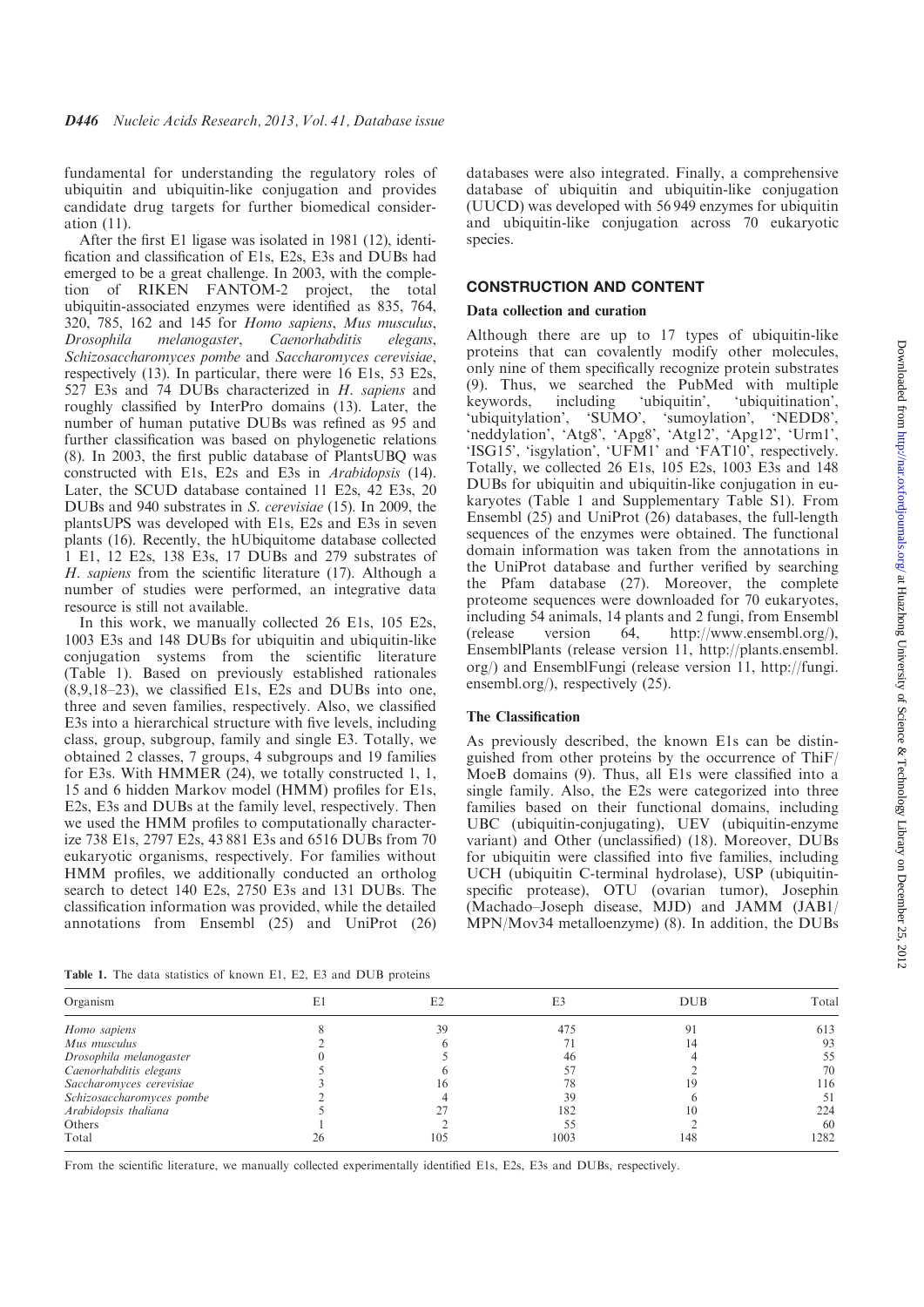fundamental for understanding the regulatory roles of ubiquitin and ubiquitin-like conjugation and provides candidate drug targets for further biomedical consideration (11).

After the first E1 ligase was isolated in 1981 (12), identification and classification of E1s, E2s, E3s and DUBs had emerged to be a great challenge. In 2003, with the completion of RIKEN FANTOM-2 project, the total ubiquitin-associated enzymes were identified as 835, 764, 320, 785, 162 and 145 for *Homo sapiens*, *Mus musculus*, *Drosophila melanogaster*, *Caenorhabditis elegans*, *Schizosaccharomyces pombe* and *Saccharomyces cerevisiae*, respectively (13). In particular, there were 16 E1s, 53 E2s, 527 E3s and 74 DUBs characterized in *H. sapiens* and roughly classified by InterPro domains (13). Later, the number of human putative DUBs was refined as 95 and further classification was based on phylogenetic relations (8). In 2003, the first public database of PlantsUBQ was constructed with E1s, E2s and E3s in *Arabidopsis* (14). Later, the SCUD database contained 11 E2s, 42 E3s, 20 DUBs and 940 substrates in *S. cerevisiae* (15). In 2009, the plantsUPS was developed with E1s, E2s and E3s in seven plants (16). Recently, the hUbiquitome database collected 1 E1, 12 E2s, 138 E3s, 17 DUBs and 279 substrates of *H. sapiens* from the scientific literature (17). Although a number of studies were performed, an integrative data resource is still not available.

In this work, we manually collected 26 E1s, 105 E2s, 1003 E3s and 148 DUBs for ubiquitin and ubiquitin-like conjugation systems from the scientific literature (Table 1). Based on previously established rationales (8,9,18–23), we classified E1s, E2s and DUBs into one, three and seven families, respectively. Also, we classified E3s into a hierarchical structure with five levels, including class, group, subgroup, family and single E3. Totally, we obtained 2 classes, 7 groups, 4 subgroups and 19 families for E3s. With HMMER (24), we totally constructed 1, 1, 15 and 6 hidden Markov model (HMM) profiles for E1s, E2s, E3s and DUBs at the family level, respectively. Then we used the HMM profiles to computationally characterize 738 E1s, 2797 E2s, 43 881 E3s and 6516 DUBs from 70 eukaryotic organisms, respectively. For families without HMM profiles, we additionally conducted an ortholog search to detect 140 E2s, 2750 E3s and 131 DUBs. The classification information was provided, while the detailed annotations from Ensembl (25) and UniProt (26) databases were also integrated. Finally, a comprehensive database of ubiquitin and ubiquitin-like conjugation (UUCD) was developed with 56 949 enzymes for ubiquitin and ubiquitin-like conjugation across 70 eukaryotic species.

## CONSTRUCTION AND CONTENT

### Data collection and curation

Although there are up to 17 types of ubiquitin-like proteins that can covalently modify other molecules, only nine of them specifically recognize protein substrates (9). Thus, we searched the PubMed with multiple keywords, including 'ubiquitin', 'ubiquitination', 'ubiquitylation', 'SUMO', 'sumoylation', 'NEDD8', 'neddylation', 'Atg8', 'Apg8', 'Atg12', 'Apg12', 'Urm1', 'ISG15', 'isgylation', 'UFM1' and 'FAT10', respectively. Totally, we collected 26 E1s, 105 E2s, 1003 E3s and 148 DUBs for ubiquitin and ubiquitin-like conjugation in eukaryotes (Table 1 and Supplementary Table S1). From Ensembl (25) and UniProt (26) databases, the full-length sequences of the enzymes were obtained. The functional domain information was taken from the annotations in the UniProt database and further verified by searching the Pfam database (27). Moreover, the complete proteome sequences were downloaded for 70 eukaryotes, including 54 animals, 14 plants and 2 fungi, from Ensembl (release version 64, http://www.ensembl.org/), EnsemblPlants (release version 11, http://plants.ensembl.org/) and EnsemblFungi (release version 11, http://fungi.ensembl.org/), respectively (25).

### The Classification

As previously described, the known E1s can be distinguished from other proteins by the occurrence of ThiF/MoeB domains (9). Thus, all E1s were classified into a single family. Also, the E2s were categorized into three families based on their functional domains, including UBC (ubiquitin-conjugating), UEV (ubiquitin-enzyme variant) and Other (unclassified) (18). Moreover, DUBs for ubiquitin were classified into five families, including UCH (ubiquitin C-terminal hydrolase), USP (ubiquitin-specific protease), OTU (ovarian tumor), Josephin (Machado–Joseph disease, MJD) and JAMM (JAB1/MPN/Mov34 metalloenzyme) (8). In addition, the DUBs

**Table 1.** The data statistics of known E1, E2, E3 and DUB proteins

| Organism | E1 | E2 | E3 | DUB | Total |
|---|---|---|---|---|---|
| *Homo sapiens* | 8 | 39 | 475 | 91 | 613 |
| *Mus musculus* | 2 | 6 | 71 | 14 | 93 |
| *Drosophila melanogaster* | 0 | 5 | 46 | 4 | 55 |
| *Caenorhabditis elegans* | 5 | 6 | 57 | 2 | 70 |
| *Saccharomyces cerevisiae* | 3 | 16 | 78 | 19 | 116 |
| *Schizosaccharomyces pombe* | 2 | 4 | 39 | 6 | 51 |
| *Arabidopsis thaliana* | 5 | 27 | 182 | 10 | 224 |
| Others | 1 | 2 | 55 | 2 | 60 |
| Total | 26 | 105 | 1003 | 148 | 1282 |

From the scientific literature, we manually collected experimentally identified E1s, E2s, E3s and DUBs, respectively.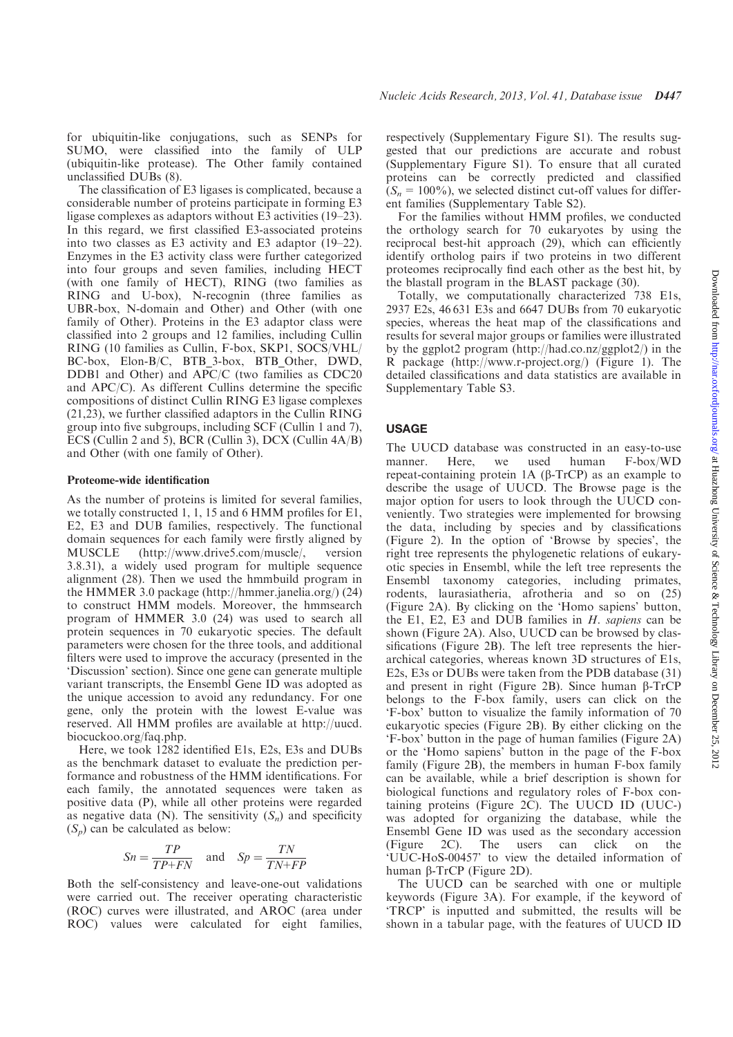for ubiquitin-like conjugations, such as SENPs for SUMO, were classified into the family of ULP (ubiquitin-like protease). The Other family contained unclassified DUBs (8).

The classification of E3 ligases is complicated, because a considerable number of proteins participate in forming E3 ligase complexes as adaptors without E3 activities (19–23). In this regard, we first classified E3-associated proteins into two classes as E3 activity and E3 adaptor (19–22). Enzymes in the E3 activity class were further categorized into four groups and seven families, including HECT (with one family of HECT), RING (two families as RING and U-box), N-recognin (three families as UBR-box, N-domain and Other) and Other (with one family of Other). Proteins in the E3 adaptor class were classified into 2 groups and 12 families, including Cullin RING (10 families as Cullin, F-box, SKP1, SOCS/VHL/BC-box, Elon-B/C, BTB_3-box, BTB_Other, DWD, DDB1 and Other) and APC/C (two families as CDC20 and APC/C). As different Cullins determine the specific compositions of distinct Cullin RING E3 ligase complexes (21,23), we further classified adaptors in the Cullin RING group into five subgroups, including SCF (Cullin 1 and 7), ECS (Cullin 2 and 5), BCR (Cullin 3), DCX (Cullin 4A/B) and Other (with one family of Other).

### Proteome-wide identification

As the number of proteins is limited for several families, we totally constructed 1, 1, 15 and 6 HMM profiles for E1, E2, E3 and DUB families, respectively. The functional domain sequences for each family were firstly aligned by MUSCLE (http://www.drive5.com/muscle/, version 3.8.31), a widely used program for multiple sequence alignment (28). Then we used the hmmbuild program in the HMMER 3.0 package (http://hmmer.janelia.org/) (24) to construct HMM models. Moreover, the hmmsearch program of HMMER 3.0 (24) was used to search all protein sequences in 70 eukaryotic species. The default parameters were chosen for the three tools, and additional filters were used to improve the accuracy (presented in the 'Discussion' section). Since one gene can generate multiple variant transcripts, the Ensembl Gene ID was adopted as the unique accession to avoid any redundancy. For one gene, only the protein with the lowest E-value was reserved. All HMM profiles are available at http://uucd.biocuckoo.org/faq.php.

Here, we took 1282 identified E1s, E2s, E3s and DUBs as the benchmark dataset to evaluate the prediction performance and robustness of the HMM identifications. For each family, the annotated sequences were taken as positive data (P), while all other proteins were regarded as negative data (N). The sensitivity ($S_n$) and specificity ($S_p$) can be calculated as below:

$$Sn = \frac{TP}{TP+FN} \quad \text{and} \quad Sp = \frac{TN}{TN+FP}$$

Both the self-consistency and leave-one-out validations were carried out. The receiver operating characteristic (ROC) curves were illustrated, and AROC (area under ROC) values were calculated for eight families, respectively (Supplementary Figure S1). The results suggested that our predictions are accurate and robust (Supplementary Figure S1). To ensure that all curated proteins can be correctly predicted and classified ($S_n$ = 100%), we selected distinct cut-off values for different families (Supplementary Table S2).

For the families without HMM profiles, we conducted the orthology search for 70 eukaryotes by using the reciprocal best-hit approach (29), which can efficiently identify ortholog pairs if two proteins in two different proteomes reciprocally find each other as the best hit, by the blastall program in the BLAST package (30).

Totally, we computationally characterized 738 E1s, 2937 E2s, 46 631 E3s and 6647 DUBs from 70 eukaryotic species, whereas the heat map of the classifications and results for several major groups or families were illustrated by the ggplot2 program (http://had.co.nz/ggplot2/) in the R package (http://www.r-project.org/) (Figure 1). The detailed classifications and data statistics are available in Supplementary Table S3.

## USAGE

The UUCD database was constructed in an easy-to-use manner. Here, we used human F-box/WD repeat-containing protein 1A (β-TrCP) as an example to describe the usage of UUCD. The Browse page is the major option for users to look through the UUCD conveniently. Two strategies were implemented for browsing the data, including by species and by classifications (Figure 2). In the option of 'Browse by species', the right tree represents the phylogenetic relations of eukaryotic species in Ensembl, while the left tree represents the Ensembl taxonomy categories, including primates, rodents, laurasiatheria, afrotheria and so on (25) (Figure 2A). By clicking on the 'Homo sapiens' button, the E1, E2, E3 and DUB families in *H. sapiens* can be shown (Figure 2A). Also, UUCD can be browsed by classifications (Figure 2B). The left tree represents the hierarchical categories, whereas known 3D structures of E1s, E2s, E3s or DUBs were taken from the PDB database (31) and present in right (Figure 2B). Since human β-TrCP belongs to the F-box family, users can click on the 'F-box' button to visualize the family information of 70 eukaryotic species (Figure 2B). By either clicking on the 'F-box' button in the page of human families (Figure 2A) or the 'Homo sapiens' button in the page of the F-box family (Figure 2B), the members in human F-box family can be available, while a brief description is shown for biological functions and regulatory roles of F-box containing proteins (Figure 2C). The UUCD ID (UUC-) was adopted for organizing the database, while the Ensembl Gene ID was used as the secondary accession (Figure 2C). The users can click on the 'UUC-HoS-00457' to view the detailed information of human β-TrCP (Figure 2D).

The UUCD can be searched with one or multiple keywords (Figure 3A). For example, if the keyword of 'TRCP' is inputted and submitted, the results will be shown in a tabular page, with the features of UUCD ID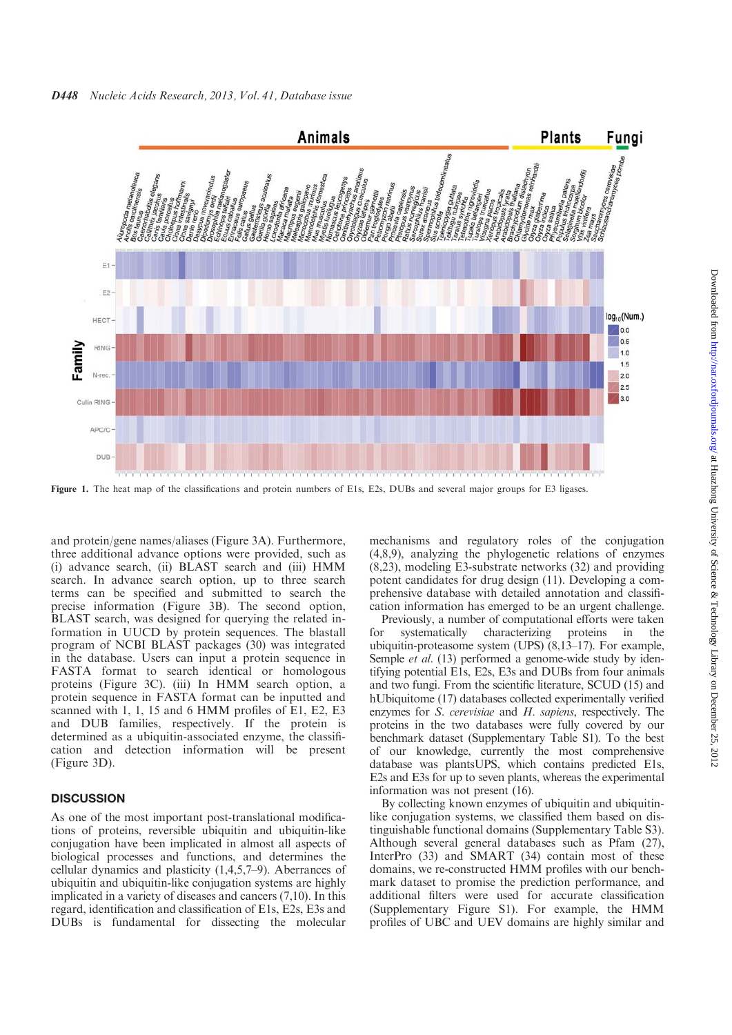Figure 1. The heat map of the classifications and protein numbers of E1s, E2s, DUBs and several major groups for E3 ligases.

and protein/gene names/aliases (Figure 3A). Furthermore, three additional advance options were provided, such as (i) advance search, (ii) BLAST search and (iii) HMM search. In advance search option, up to three search terms can be specified and submitted to search the precise information (Figure 3B). The second option, BLAST search, was designed for querying the related information in UUCD by protein sequences. The blastall program of NCBI BLAST packages (30) was integrated in the database. Users can input a protein sequence in FASTA format to search identical or homologous proteins (Figure 3C). (iii) In HMM search option, a protein sequence in FASTA format can be inputted and scanned with 1, 1, 15 and 6 HMM profiles of E1, E2, E3 and DUB families, respectively. If the protein is determined as a ubiquitin-associated enzyme, the classification and detection information will be present (Figure 3D).

## DISCUSSION

As one of the most important post-translational modifications of proteins, reversible ubiquitin and ubiquitin-like conjugation have been implicated in almost all aspects of biological processes and functions, and determines the cellular dynamics and plasticity (1,4,5,7–9). Aberrances of ubiquitin and ubiquitin-like conjugation systems are highly implicated in a variety of diseases and cancers (7,10). In this regard, identification and classification of E1s, E2s, E3s and DUBs is fundamental for dissecting the molecular mechanisms and regulatory roles of the conjugation (4,8,9), analyzing the phylogenetic relations of enzymes (8,23), modeling E3-substrate networks (32) and providing potent candidates for drug design (11). Developing a comprehensive database with detailed annotation and classification information has emerged to be an urgent challenge.

Previously, a number of computational efforts were taken for systematically characterizing proteins in the ubiquitin-proteasome system (UPS) (8,13–17). For example, Semple *et al.* (13) performed a genome-wide study by identifying potential E1s, E2s, E3s and DUBs from four animals and two fungi. From the scientific literature, SCUD (15) and hUbiquitome (17) databases collected experimentally verified enzymes for *S. cerevisiae* and *H. sapiens*, respectively. The proteins in the two databases were fully covered by our benchmark dataset (Supplementary Table S1). To the best of our knowledge, currently the most comprehensive database was plantsUPS, which contains predicted E1s, E2s and E3s for up to seven plants, whereas the experimental information was not present (16).

By collecting known enzymes of ubiquitin and ubiquitin-like conjugation systems, we classified them based on distinguishable functional domains (Supplementary Table S3). Although several general databases such as Pfam (27), InterPro (33) and SMART (34) contain most of these domains, we re-constructed HMM profiles with our benchmark dataset to promise the prediction performance, and additional filters were used for accurate classification (Supplementary Figure S1). For example, the HMM profiles of UBC and UEV domains are highly similar and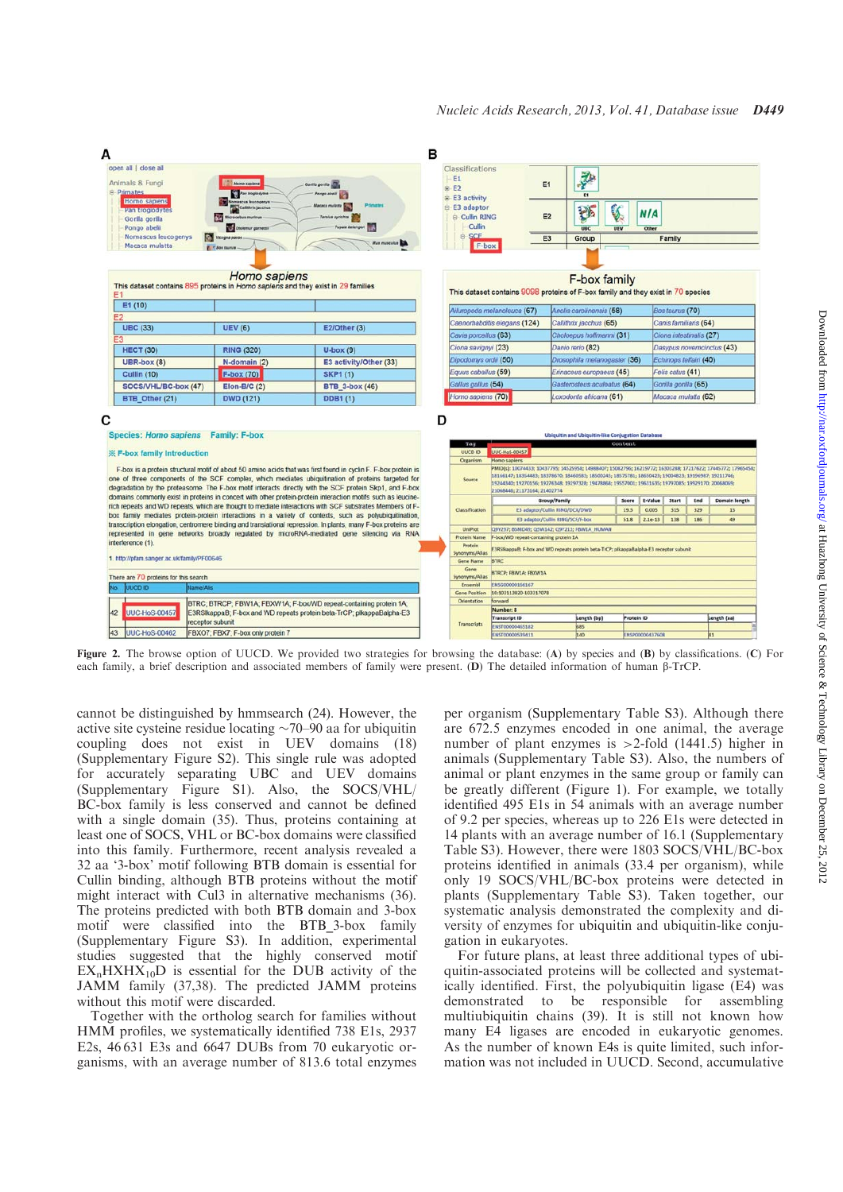**Figure 2.** The browse option of UUCD. We provided two strategies for browsing the database: (**A**) by species and (**B**) by classifications. (**C**) For each family, a brief description and associated members of family were present. (**D**) The detailed information of human β-TrCP.

cannot be distinguished by hmmsearch (24). However, the active site cysteine residue locating ∼70–90 aa for ubiquitin coupling does not exist in UEV domains (18) (Supplementary Figure S2). This single rule was adopted for accurately separating UBC and UEV domains (Supplementary Figure S1). Also, the SOCS/VHL/BC-box family is less conserved and cannot be defined with a single domain (35). Thus, proteins containing at least one of SOCS, VHL or BC-box domains were classified into this family. Furthermore, recent analysis revealed a 32 aa '3-box' motif following BTB domain is essential for Cullin binding, although BTB proteins without the motif might interact with Cul3 in alternative mechanisms (36). The proteins predicted with both BTB domain and 3-box motif were classified into the BTB_3-box family (Supplementary Figure S3). In addition, experimental studies suggested that the highly conserved motif $EX_nHXHX_{10}D$ is essential for the DUB activity of the JAMM family (37,38). The predicted JAMM proteins without this motif were discarded.

Together with the ortholog search for families without HMM profiles, we systematically identified 738 E1s, 2937 E2s, 46 631 E3s and 6647 DUBs from 70 eukaryotic organisms, with an average number of 813.6 total enzymes per organism (Supplementary Table S3). Although there are 672.5 enzymes encoded in one animal, the average number of plant enzymes is >2-fold (1441.5) higher in animals (Supplementary Table S3). Also, the numbers of animal or plant enzymes in the same group or family can be greatly different (Figure 1). For example, we totally identified 495 E1s in 54 animals with an average number of 9.2 per species, whereas up to 226 E1s were detected in 14 plants with an average number of 16.1 (Supplementary Table S3). However, there were 1803 SOCS/VHL/BC-box proteins identified in animals (33.4 per organism), while only 19 SOCS/VHL/BC-box proteins were detected in plants (Supplementary Table S3). Taken together, our systematic analysis demonstrated the complexity and diversity of enzymes for ubiquitin and ubiquitin-like conjugation in eukaryotes.

For future plans, at least three additional types of ubiquitin-associated proteins will be collected and systematically identified. First, the polyubiquitin ligase (E4) was demonstrated to be responsible for assembling multiubiquitin chains (39). It is still not known how many E4 ligases are encoded in eukaryotic genomes. As the number of known E4s is quite limited, such information was not included in UUCD. Second, accumulative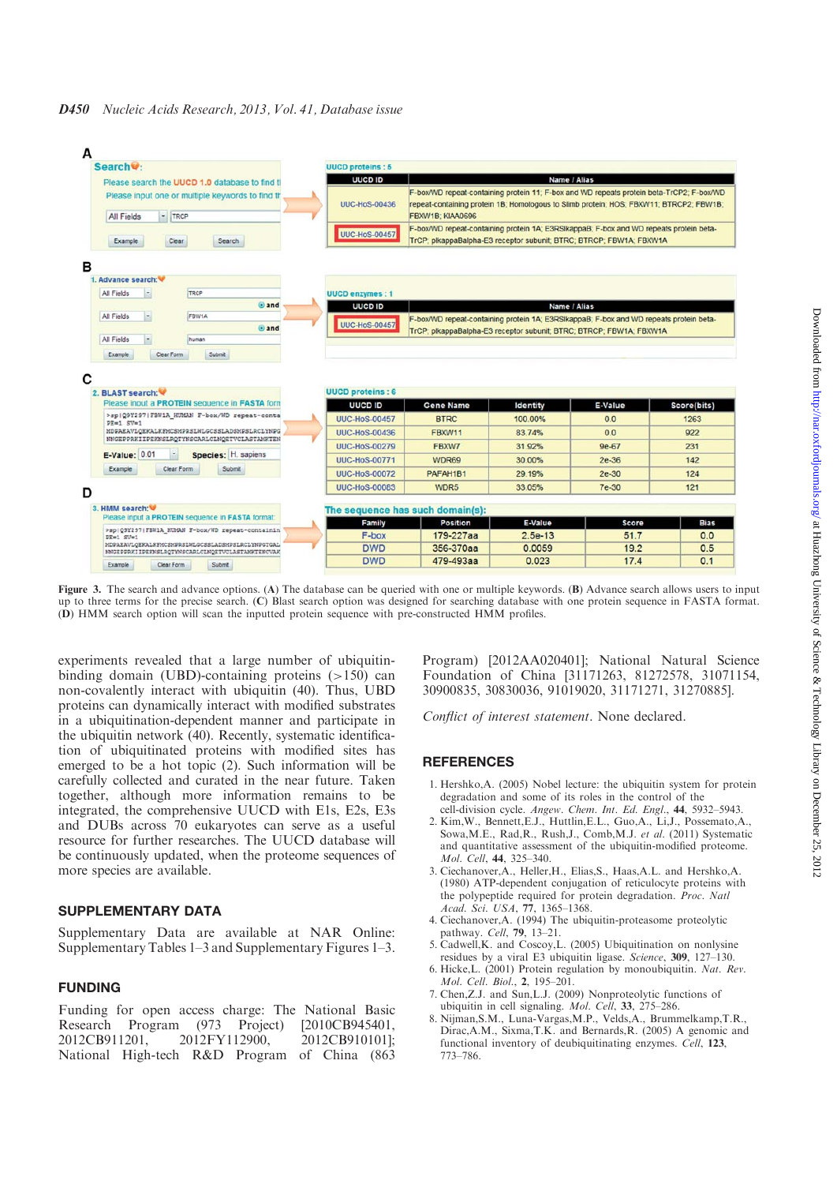Figure 3. The search and advance options. (A) The database can be queried with one or multiple keywords. (B) Advance search allows users to input up to three terms for the precise search. (C) Blast search option was designed for searching database with one protein sequence in FASTA format. (D) HMM search option will scan the inputted protein sequence with pre-constructed HMM profiles.

experiments revealed that a large number of ubiquitin-binding domain (UBD)-containing proteins (>150) can non-covalently interact with ubiquitin (40). Thus, UBD proteins can dynamically interact with modified substrates in a ubiquitination-dependent manner and participate in the ubiquitin network (40). Recently, systematic identification of ubiquitinated proteins with modified sites has emerged to be a hot topic (2). Such information will be carefully collected and curated in the near future. Taken together, although more information remains to be integrated, the comprehensive UUCD with E1s, E2s, E3s and DUBs across 70 eukaryotes can serve as a useful resource for further researches. The UUCD database will be continuously updated, when the proteome sequences of more species are available.

## SUPPLEMENTARY DATA

Supplementary Data are available at NAR Online: Supplementary Tables 1–3 and Supplementary Figures 1–3.

## FUNDING

Funding for open access charge: The National Basic Research Program (973 Project) [2010CB945401, 2012CB911201, 2012FY112900, 2012CB910101]; National High-tech R&D Program of China (863 Program) [2012AA020401]; National Natural Science Foundation of China [31171263, 81272578, 31071154, 30900835, 30830036, 91019020, 31171271, 31270885].

*Conflict of interest statement*. None declared.

## REFERENCES

1. Hershko,A. (2005) Nobel lecture: the ubiquitin system for protein degradation and some of its roles in the control of the cell-division cycle. *Angew. Chem. Int. Ed. Engl.*, **44**, 5932–5943.
2. Kim,W., Bennett,E.J., Huttlin,E.L., Guo,A., Li,J., Possemato,A., Sowa,M.E., Rad,R., Rush,J., Comb,M.J. *et al.* (2011) Systematic and quantitative assessment of the ubiquitin-modified proteome. *Mol. Cell*, **44**, 325–340.
3. Ciechanover,A., Heller,H., Elias,S., Haas,A.L. and Hershko,A. (1980) ATP-dependent conjugation of reticulocyte proteins with the polypeptide required for protein degradation. *Proc. Natl Acad. Sci. USA*, **77**, 1365–1368.
4. Ciechanover,A. (1994) The ubiquitin-proteasome proteolytic pathway. *Cell*, **79**, 13–21.
5. Cadwell,K. and Coscoy,L. (2005) Ubiquitination on nonlysine residues by a viral E3 ubiquitin ligase. *Science*, **309**, 127–130.
6. Hicke,L. (2001) Protein regulation by monoubiquitin. *Nat. Rev. Mol. Cell. Biol.*, **2**, 195–201.
7. Chen,Z.J. and Sun,L.J. (2009) Nonproteolytic functions of ubiquitin in cell signaling. *Mol. Cell*, **33**, 275–286.
8. Nijman,S.M., Luna-Vargas,M.P., Velds,A., Brummelkamp,T.R., Dirac,A.M., Sixma,T.K. and Bernards,R. (2005) A genomic and functional inventory of deubiquitinating enzymes. *Cell*, **123**, 773–786.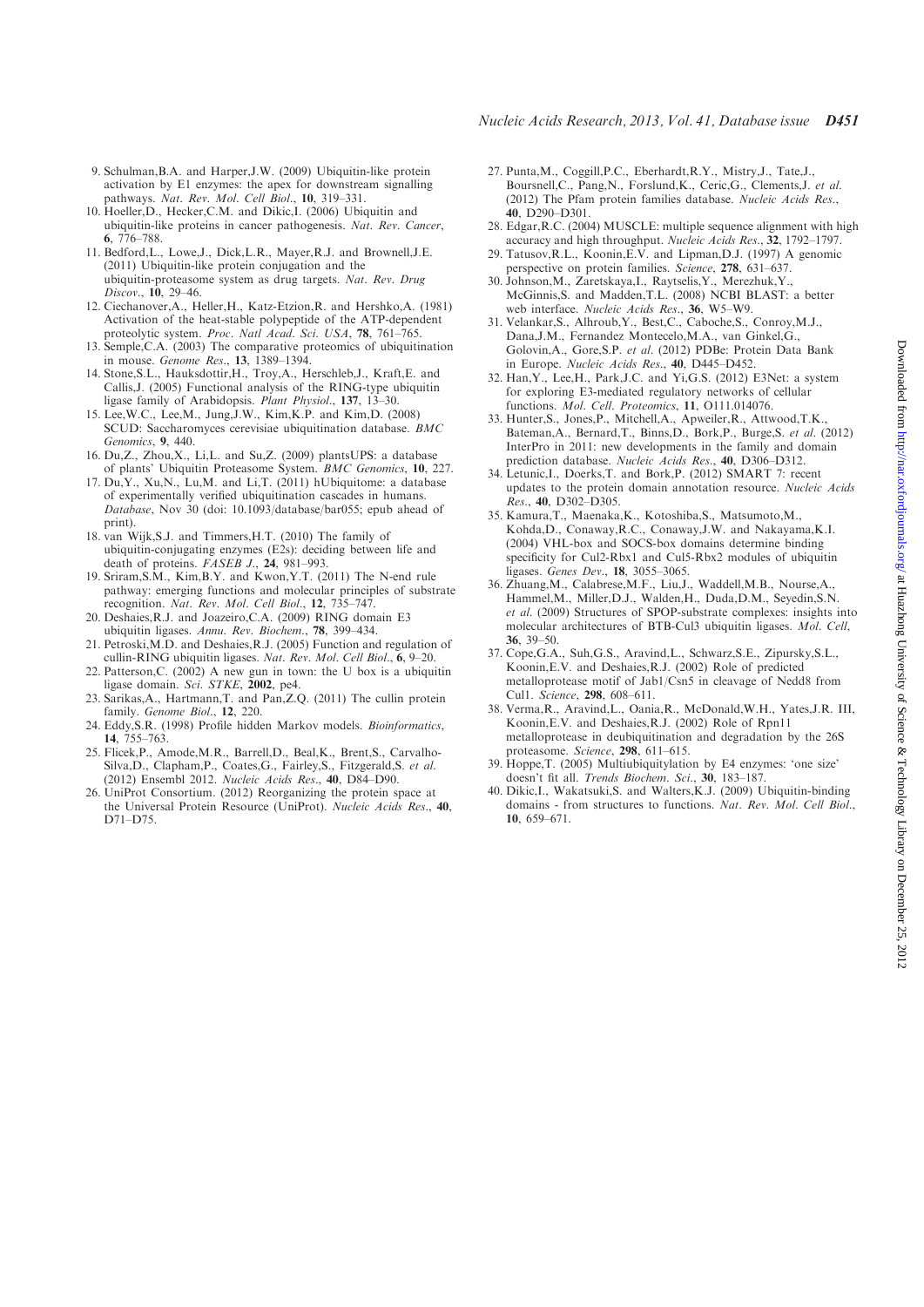9. Schulman,B.A. and Harper,J.W. (2009) Ubiquitin-like protein activation by E1 enzymes: the apex for downstream signalling pathways. *Nat. Rev. Mol. Cell Biol.*, **10**, 319–331.
10. Hoeller,D., Hecker,C.M. and Dikic,I. (2006) Ubiquitin and ubiquitin-like proteins in cancer pathogenesis. *Nat. Rev. Cancer*, **6**, 776–788.
11. Bedford,L., Lowe,J., Dick,L.R., Mayer,R.J. and Brownell,J.E. (2011) Ubiquitin-like protein conjugation and the ubiquitin-proteasome system as drug targets. *Nat. Rev. Drug Discov.*, **10**, 29–46.
12. Ciechanover,A., Heller,H., Katz-Etzion,R. and Hershko,A. (1981) Activation of the heat-stable polypeptide of the ATP-dependent proteolytic system. *Proc. Natl Acad. Sci. USA*, **78**, 761–765.
13. Semple,C.A. (2003) The comparative proteomics of ubiquitination in mouse. *Genome Res.*, **13**, 1389–1394.
14. Stone,S.L., Hauksdottir,H., Troy,A., Herschleb,J., Kraft,E. and Callis,J. (2005) Functional analysis of the RING-type ubiquitin ligase family of Arabidopsis. *Plant Physiol.*, **137**, 13–30.
15. Lee,W.C., Lee,M., Jung,J.W., Kim,K.P. and Kim,D. (2008) SCUD: Saccharomyces cerevisiae ubiquitination database. *BMC Genomics*, **9**, 440.
16. Du,Z., Zhou,X., Li,L. and Su,Z. (2009) plantsUPS: a database of plants' Ubiquitin Proteasome System. *BMC Genomics*, **10**, 227.
17. Du,Y., Xu,N., Lu,M. and Li,T. (2011) hUbiquitome: a database of experimentally verified ubiquitination cascades in humans. *Database*, Nov 30 (doi: 10.1093/database/bar055; epub ahead of print).
18. van Wijk,S.J. and Timmers,H.T. (2010) The family of ubiquitin-conjugating enzymes (E2s): deciding between life and death of proteins. *FASEB J.*, **24**, 981–993.
19. Sriram,S.M., Kim,B.Y. and Kwon,Y.T. (2011) The N-end rule pathway: emerging functions and molecular principles of substrate recognition. *Nat. Rev. Mol. Cell Biol.*, **12**, 735–747.
20. Deshaies,R.J. and Joazeiro,C.A. (2009) RING domain E3 ubiquitin ligases. *Annu. Rev. Biochem.*, **78**, 399–434.
21. Petroski,M.D. and Deshaies,R.J. (2005) Function and regulation of cullin-RING ubiquitin ligases. *Nat. Rev. Mol. Cell Biol.*, **6**, 9–20.
22. Patterson,C. (2002) A new gun in town: the U box is a ubiquitin ligase domain. *Sci. STKE*, **2002**, pe4.
23. Sarikas,A., Hartmann,T. and Pan,Z.Q. (2011) The cullin protein family. *Genome Biol.*, **12**, 220.
24. Eddy,S.R. (1998) Profile hidden Markov models. *Bioinformatics*, **14**, 755–763.
25. Flicek,P., Amode,M.R., Barrell,D., Beal,K., Brent,S., Carvalho-Silva,D., Clapham,P., Coates,G., Fairley,S., Fitzgerald,S. *et al.* (2012) Ensembl 2012. *Nucleic Acids Res.*, **40**, D84–D90.
26. UniProt Consortium. (2012) Reorganizing the protein space at the Universal Protein Resource (UniProt). *Nucleic Acids Res.*, **40**, D71–D75.
27. Punta,M., Coggill,P.C., Eberhardt,R.Y., Mistry,J., Tate,J., Boursnell,C., Pang,N., Forslund,K., Ceric,G., Clements,J. *et al.* (2012) The Pfam protein families database. *Nucleic Acids Res.*, **40**, D290–D301.
28. Edgar,R.C. (2004) MUSCLE: multiple sequence alignment with high accuracy and high throughput. *Nucleic Acids Res.*, **32**, 1792–1797.
29. Tatusov,R.L., Koonin,E.V. and Lipman,D.J. (1997) A genomic perspective on protein families. *Science*, **278**, 631–637.
30. Johnson,M., Zaretskaya,I., Raytselis,Y., Merezhuk,Y., McGinnis,S. and Madden,T.L. (2008) NCBI BLAST: a better web interface. *Nucleic Acids Res.*, **36**, W5–W9.
31. Velankar,S., Alhroub,Y., Best,C., Caboche,S., Conroy,M.J., Dana,J.M., Fernandez Montecelo,M.A., van Ginkel,G., Golovin,A., Gore,S.P. *et al.* (2012) PDBe: Protein Data Bank in Europe. *Nucleic Acids Res.*, **40**, D445–D452.
32. Han,Y., Lee,H., Park,J.C. and Yi,G.S. (2012) E3Net: a system for exploring E3-mediated regulatory networks of cellular functions. *Mol. Cell. Proteomics*, **11**, O111.014076.
33. Hunter,S., Jones,P., Mitchell,A., Apweiler,R., Attwood,T.K., Bateman,A., Bernard,T., Binns,D., Bork,P., Burge,S. *et al.* (2012) InterPro in 2011: new developments in the family and domain prediction database. *Nucleic Acids Res.*, **40**, D306–D312.
34. Letunic,I., Doerks,T. and Bork,P. (2012) SMART 7: recent updates to the protein domain annotation resource. *Nucleic Acids Res.*, **40**, D302–D305.
35. Kamura,T., Maenaka,K., Kotoshiba,S., Matsumoto,M., Kohda,D., Conaway,R.C., Conaway,J.W. and Nakayama,K.I. (2004) VHL-box and SOCS-box domains determine binding specificity for Cul2-Rbx1 and Cul5-Rbx2 modules of ubiquitin ligases. *Genes Dev.*, **18**, 3055–3065.
36. Zhuang,M., Calabrese,M.F., Liu,J., Waddell,M.B., Nourse,A., Hammel,M., Miller,D.J., Walden,H., Duda,D.M., Seyedin,S.N. *et al.* (2009) Structures of SPOP-substrate complexes: insights into molecular architectures of BTB-Cul3 ubiquitin ligases. *Mol. Cell*, **36**, 39–50.
37. Cope,G.A., Suh,G.S., Aravind,L., Schwarz,S.E., Zipursky,S.L., Koonin,E.V. and Deshaies,R.J. (2002) Role of predicted metalloprotease motif of Jab1/Csn5 in cleavage of Nedd8 from Cul1. *Science*, **298**, 608–611.
38. Verma,R., Aravind,L., Oania,R., McDonald,W.H., Yates,J.R. III, Koonin,E.V. and Deshaies,R.J. (2002) Role of Rpn11 metalloprotease in deubiquitination and degradation by the 26S proteasome. *Science*, **298**, 611–615.
39. Hoppe,T. (2005) Multiubiquitylation by E4 enzymes: 'one size' doesn't fit all. *Trends Biochem. Sci.*, **30**, 183–187.
40. Dikic,I., Wakatsuki,S. and Walters,K.J. (2009) Ubiquitin-binding domains - from structures to functions. *Nat. Rev. Mol. Cell Biol.*, **10**, 659–671.